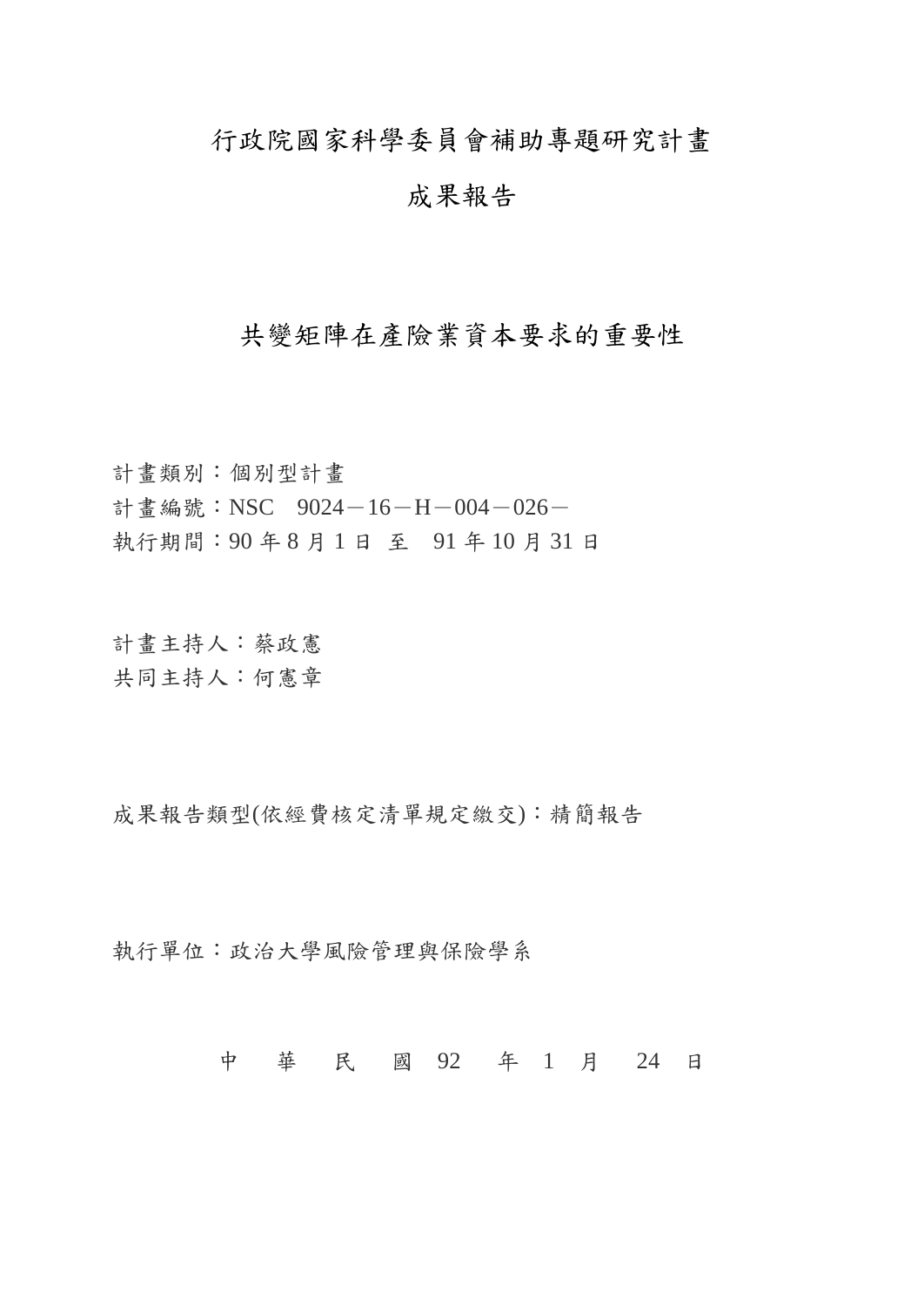# 行政院國家科學委員會補助專題研究計畫

# 成果報告

## 共變矩陣在產險業資本要求的重要性

計畫類別：個別型計畫
計畫編號：NSC 9024－16－H－004－026－
執行期間：90 年 8 月 1 日 至 91 年 10 月 31 日

計畫主持人：蔡政憲
共同主持人：何憲章

成果報告類型(依經費核定清單規定繳交)：精簡報告

執行單位：政治大學風險管理與保險學系

中 華 民 國 92 年 1 月 24 日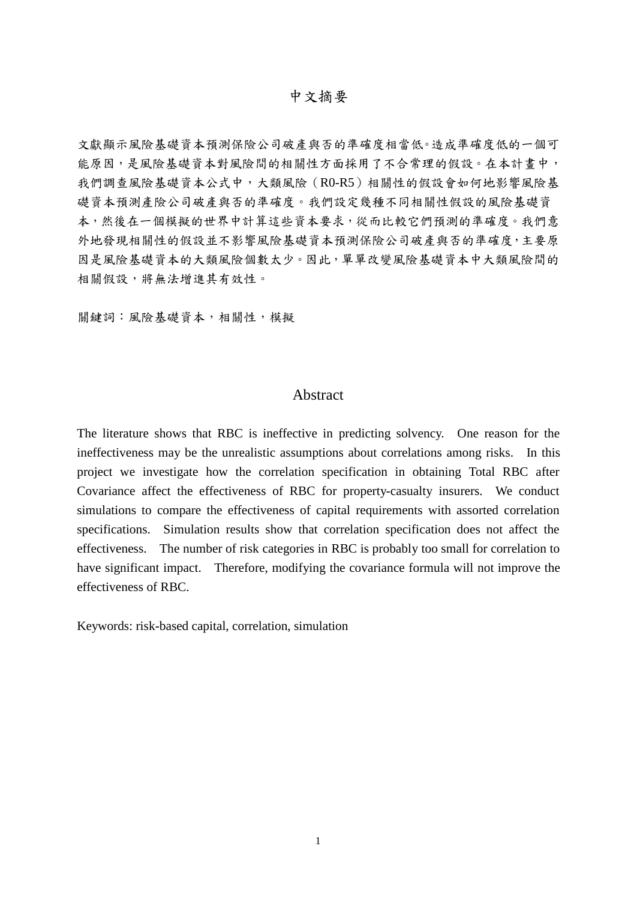# 中文摘要

文獻顯示風險基礎資本預測保險公司破產與否的準確度相當低。造成準確度低的一個可能原因，是風險基礎資本對風險間的相關性方面採用了不合常理的假設。在本計畫中，我們調查風險基礎資本公式中，大類風險（R0-R5）相關性的假設會如何地影響風險基礎資本預測產險公司破產與否的準確度。我們設定幾種不同相關性假設的風險基礎資本，然後在一個模擬的世界中計算這些資本要求，從而比較它們預測的準確度。我們意外地發現相關性的假設並不影響風險基礎資本預測保險公司破產與否的準確度，主要原因是風險基礎資本的大類風險個數太少。因此，單單改變風險基礎資本中大類風險間的相關假設，將無法增進其有效性。

關鍵詞：風險基礎資本，相關性，模擬

# Abstract

The literature shows that RBC is ineffective in predicting solvency. One reason for the ineffectiveness may be the unrealistic assumptions about correlations among risks. In this project we investigate how the correlation specification in obtaining Total RBC after Covariance affect the effectiveness of RBC for property-casualty insurers. We conduct simulations to compare the effectiveness of capital requirements with assorted correlation specifications. Simulation results show that correlation specification does not affect the effectiveness. The number of risk categories in RBC is probably too small for correlation to have significant impact. Therefore, modifying the covariance formula will not improve the effectiveness of RBC.

Keywords: risk-based capital, correlation, simulation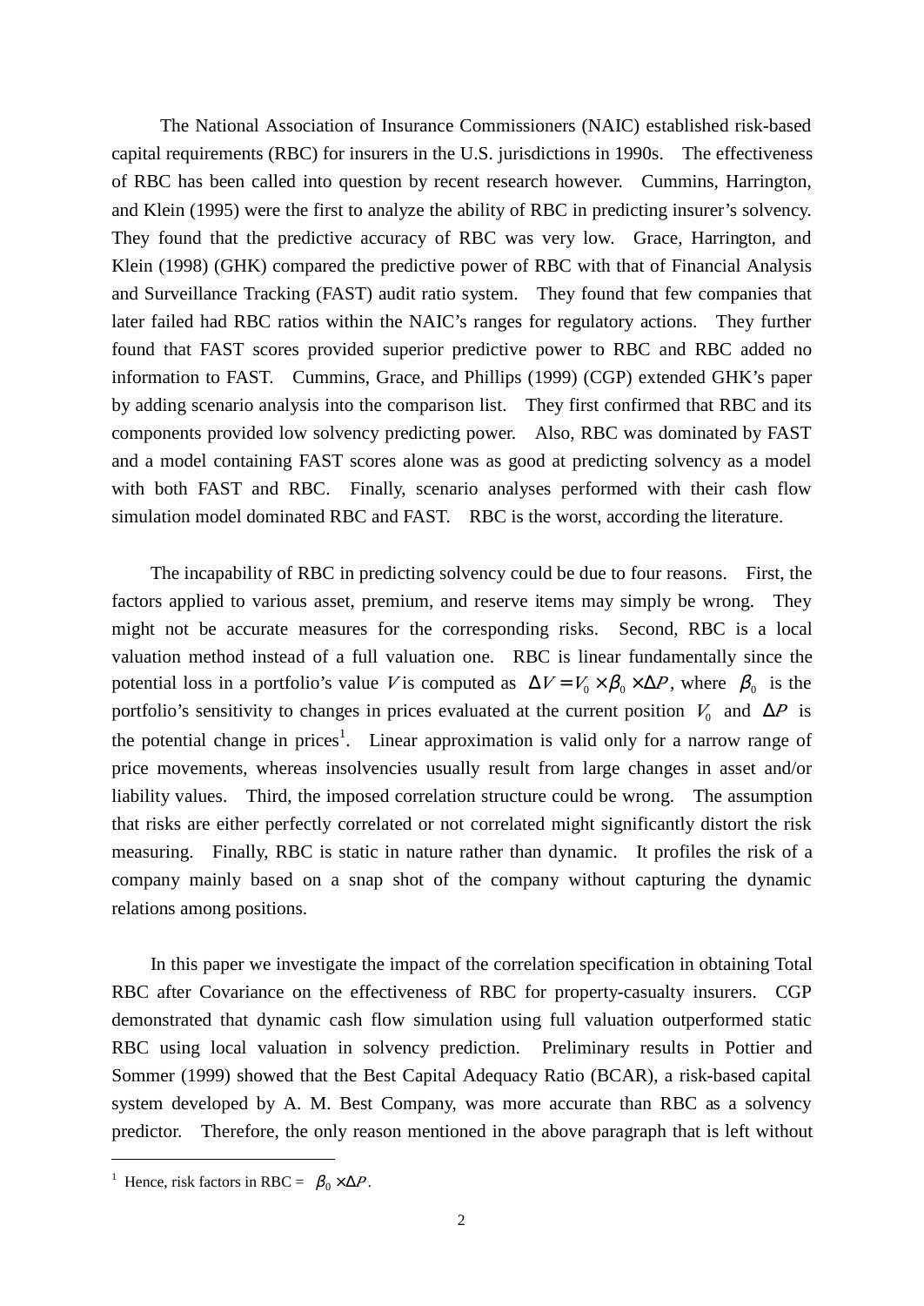The National Association of Insurance Commissioners (NAIC) established risk-based capital requirements (RBC) for insurers in the U.S. jurisdictions in 1990s. The effectiveness of RBC has been called into question by recent research however. Cummins, Harrington, and Klein (1995) were the first to analyze the ability of RBC in predicting insurer's solvency. They found that the predictive accuracy of RBC was very low. Grace, Harrington, and Klein (1998) (GHK) compared the predictive power of RBC with that of Financial Analysis and Surveillance Tracking (FAST) audit ratio system. They found that few companies that later failed had RBC ratios within the NAIC's ranges for regulatory actions. They further found that FAST scores provided superior predictive power to RBC and RBC added no information to FAST. Cummins, Grace, and Phillips (1999) (CGP) extended GHK's paper by adding scenario analysis into the comparison list. They first confirmed that RBC and its components provided low solvency predicting power. Also, RBC was dominated by FAST and a model containing FAST scores alone was as good at predicting solvency as a model with both FAST and RBC. Finally, scenario analyses performed with their cash flow simulation model dominated RBC and FAST. RBC is the worst, according the literature.

The incapability of RBC in predicting solvency could be due to four reasons. First, the factors applied to various asset, premium, and reserve items may simply be wrong. They might not be accurate measures for the corresponding risks. Second, RBC is a local valuation method instead of a full valuation one. RBC is linear fundamentally since the potential loss in a portfolio's value $V$ is computed as $\Delta V = V_0 \times \beta_0 \times \Delta P$, where $\beta_0$ is the portfolio's sensitivity to changes in prices evaluated at the current position $V_0$ and $\Delta P$ is the potential change in prices[1]. Linear approximation is valid only for a narrow range of price movements, whereas insolvencies usually result from large changes in asset and/or liability values. Third, the imposed correlation structure could be wrong. The assumption that risks are either perfectly correlated or not correlated might significantly distort the risk measuring. Finally, RBC is static in nature rather than dynamic. It profiles the risk of a company mainly based on a snap shot of the company without capturing the dynamic relations among positions.

In this paper we investigate the impact of the correlation specification in obtaining Total RBC after Covariance on the effectiveness of RBC for property-casualty insurers. CGP demonstrated that dynamic cash flow simulation using full valuation outperformed static RBC using local valuation in solvency prediction. Preliminary results in Pottier and Sommer (1999) showed that the Best Capital Adequacy Ratio (BCAR), a risk-based capital system developed by A. M. Best Company, was more accurate than RBC as a solvency predictor. Therefore, the only reason mentioned in the above paragraph that is left without

---

[1] Hence, risk factors in RBC = $\beta_0 \times \Delta P$.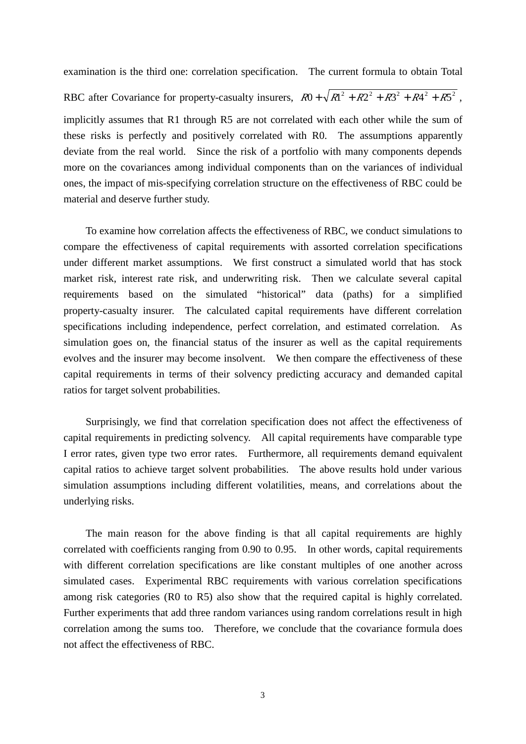examination is the third one: correlation specification. The current formula to obtain Total RBC after Covariance for property-casualty insurers, $R0 + \sqrt{R1^2 + R2^2 + R3^2 + R4^2 + R5^2}$, implicitly assumes that R1 through R5 are not correlated with each other while the sum of these risks is perfectly and positively correlated with R0. The assumptions apparently deviate from the real world. Since the risk of a portfolio with many components depends more on the covariances among individual components than on the variances of individual ones, the impact of mis-specifying correlation structure on the effectiveness of RBC could be material and deserve further study.

To examine how correlation affects the effectiveness of RBC, we conduct simulations to compare the effectiveness of capital requirements with assorted correlation specifications under different market assumptions. We first construct a simulated world that has stock market risk, interest rate risk, and underwriting risk. Then we calculate several capital requirements based on the simulated "historical" data (paths) for a simplified property-casualty insurer. The calculated capital requirements have different correlation specifications including independence, perfect correlation, and estimated correlation. As simulation goes on, the financial status of the insurer as well as the capital requirements evolves and the insurer may become insolvent. We then compare the effectiveness of these capital requirements in terms of their solvency predicting accuracy and demanded capital ratios for target solvent probabilities.

Surprisingly, we find that correlation specification does not affect the effectiveness of capital requirements in predicting solvency. All capital requirements have comparable type I error rates, given type two error rates. Furthermore, all requirements demand equivalent capital ratios to achieve target solvent probabilities. The above results hold under various simulation assumptions including different volatilities, means, and correlations about the underlying risks.

The main reason for the above finding is that all capital requirements are highly correlated with coefficients ranging from 0.90 to 0.95. In other words, capital requirements with different correlation specifications are like constant multiples of one another across simulated cases. Experimental RBC requirements with various correlation specifications among risk categories (R0 to R5) also show that the required capital is highly correlated. Further experiments that add three random variances using random correlations result in high correlation among the sums too. Therefore, we conclude that the covariance formula does not affect the effectiveness of RBC.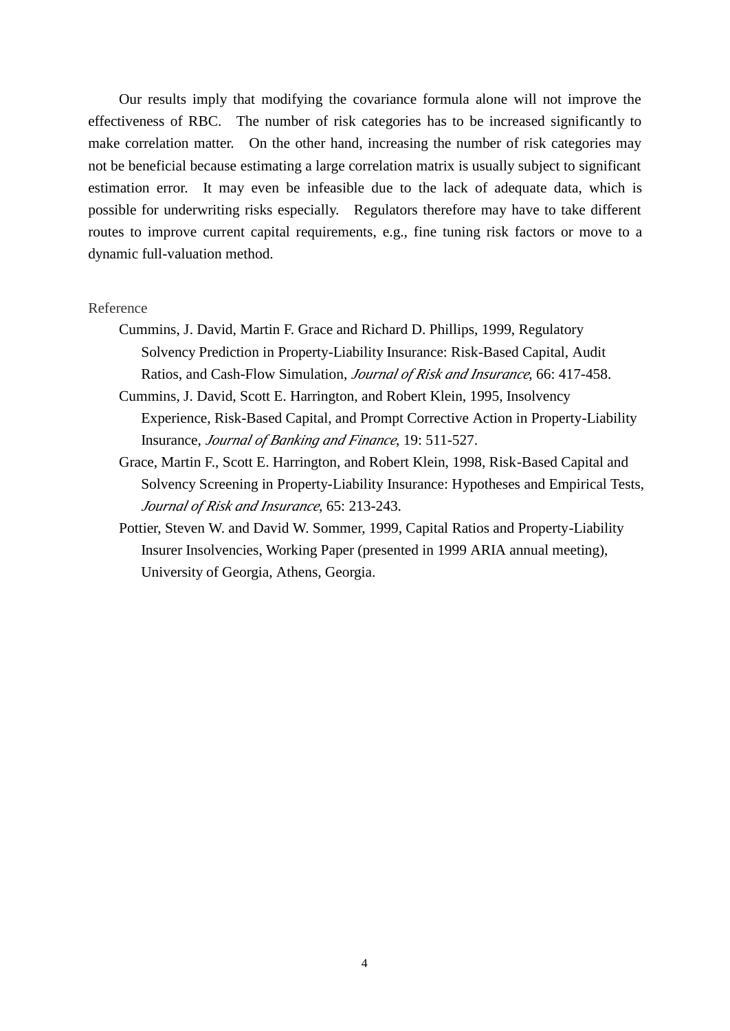Our results imply that modifying the covariance formula alone will not improve the effectiveness of RBC. The number of risk categories has to be increased significantly to make correlation matter. On the other hand, increasing the number of risk categories may not be beneficial because estimating a large correlation matrix is usually subject to significant estimation error. It may even be infeasible due to the lack of adequate data, which is possible for underwriting risks especially. Regulators therefore may have to take different routes to improve current capital requirements, e.g., fine tuning risk factors or move to a dynamic full-valuation method.

## Reference

Cummins, J. David, Martin F. Grace and Richard D. Phillips, 1999, Regulatory Solvency Prediction in Property-Liability Insurance: Risk-Based Capital, Audit Ratios, and Cash-Flow Simulation, *Journal of Risk and Insurance*, 66: 417-458.

Cummins, J. David, Scott E. Harrington, and Robert Klein, 1995, Insolvency Experience, Risk-Based Capital, and Prompt Corrective Action in Property-Liability Insurance, *Journal of Banking and Finance*, 19: 511-527.

Grace, Martin F., Scott E. Harrington, and Robert Klein, 1998, Risk-Based Capital and Solvency Screening in Property-Liability Insurance: Hypotheses and Empirical Tests, *Journal of Risk and Insurance*, 65: 213-243.

Pottier, Steven W. and David W. Sommer, 1999, Capital Ratios and Property-Liability Insurer Insolvencies, Working Paper (presented in 1999 ARIA annual meeting), University of Georgia, Athens, Georgia.